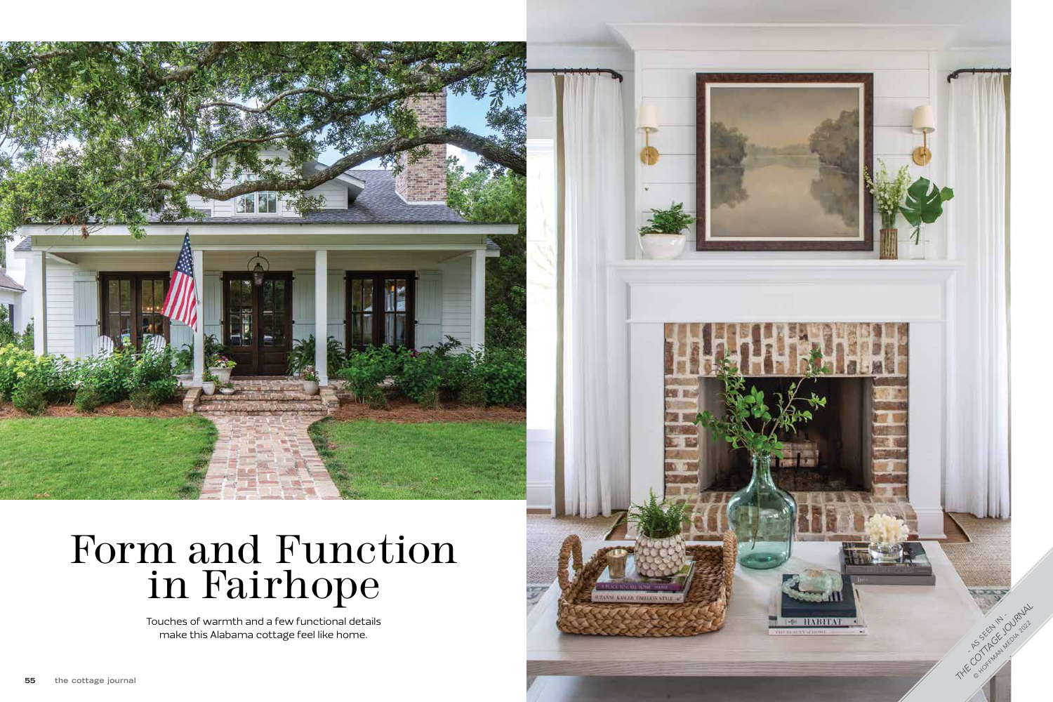# Form and Function in Fairhope

Touches of warmth and a few functional details make this Alabama cottage feel like home.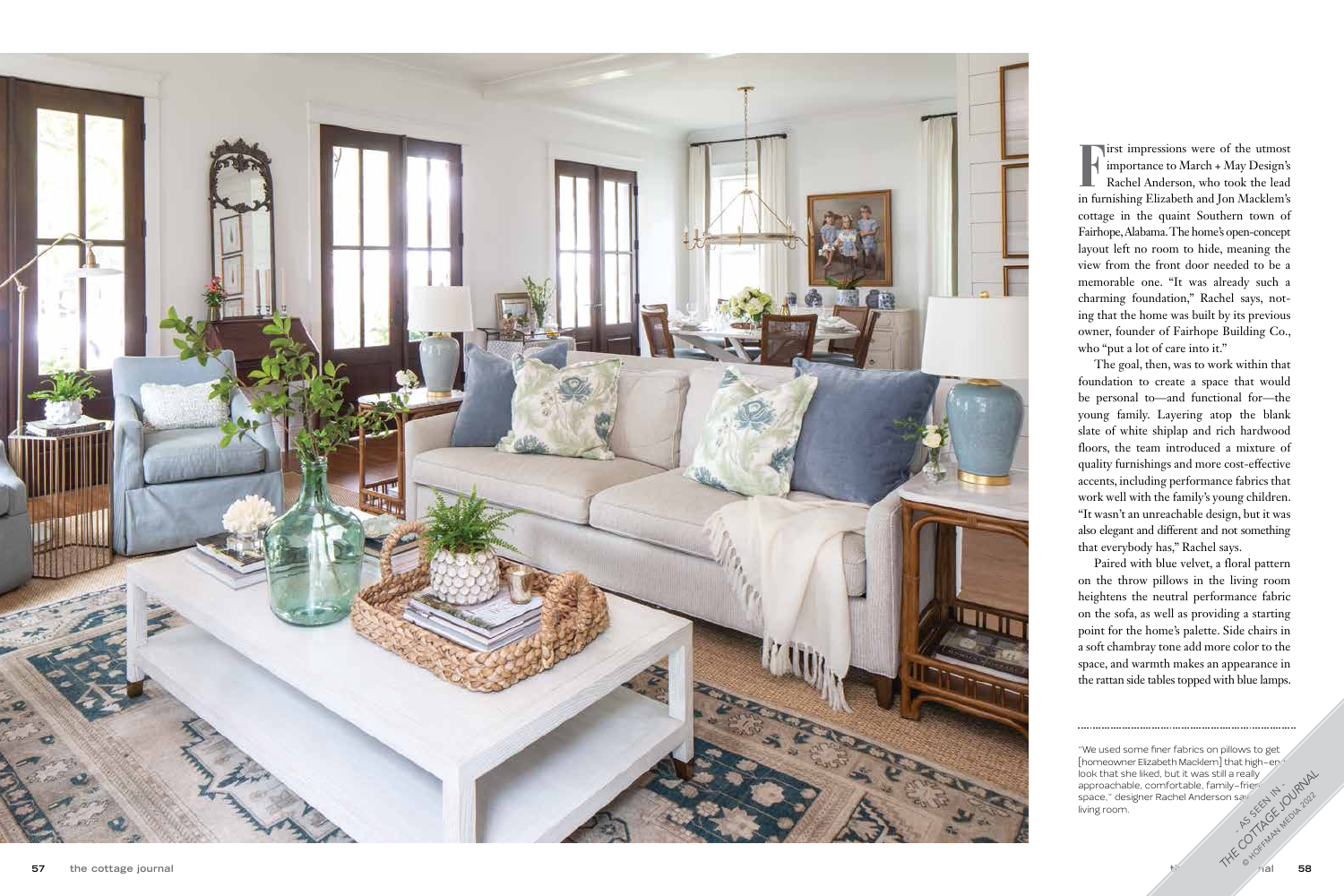First impressions were of the utmost importance to March + May Design's Rachel Anderson, who took the lead in furnishing Elizabeth and Jon Macklem's cottage in the quaint Southern town of Fairhope, Alabama. The home's open-concept layout left no room to hide, meaning the view from the front door needed to be a memorable one. "It was already such a charming foundation," Rachel says, noting that the home was built by its previous owner, founder of Fairhope Building Co., who "put a lot of care into it."

The goal, then, was to work within that foundation to create a space that would be personal to—and functional for—the young family. Layering atop the blank slate of white shiplap and rich hardwood floors, the team introduced a mixture of quality furnishings and more cost-effective accents, including performance fabrics that work well with the family's young children. "It wasn't an unreachable design, but it was also elegant and different and not something that everybody has," Rachel says.

Paired with blue velvet, a floral pattern on the throw pillows in the living room heightens the neutral performance fabric on the sofa, as well as providing a starting point for the home's palette. Side chairs in a soft chambray tone add more color to the space, and warmth makes an appearance in the rattan side tables topped with blue lamps.

"We used some finer fabrics on pillows to get [homeowner Elizabeth Macklem] that high-end look that she liked, but it was still a really approachable, comfortable, family-friendly space," designer Rachel Anderson says of the living room.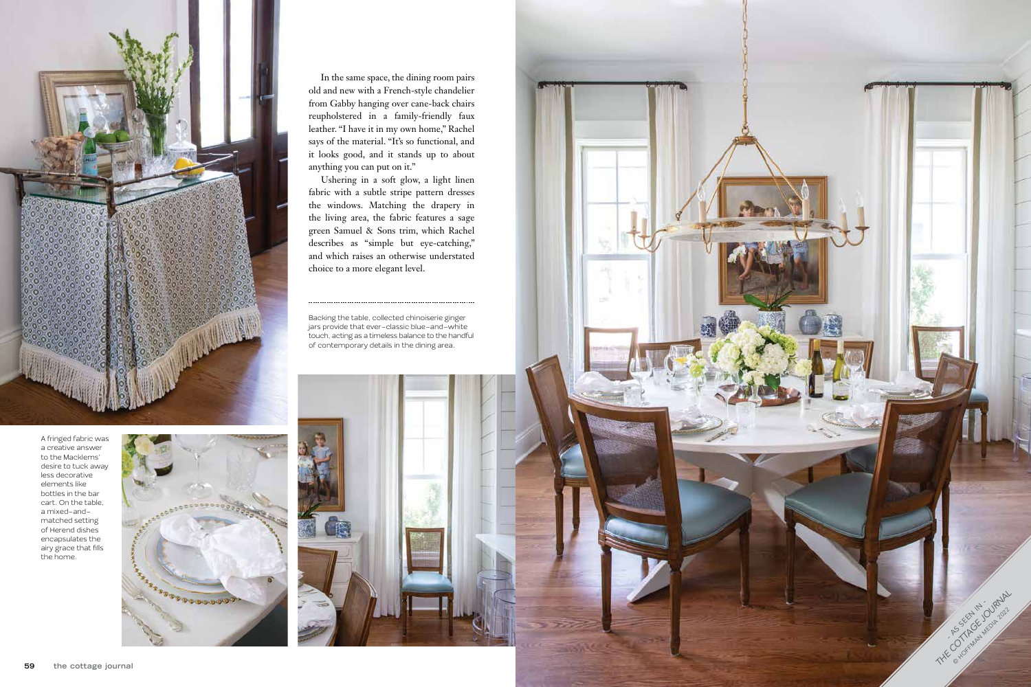In the same space, the dining room pairs old and new with a French-style chandelier from Gabby hanging over cane-back chairs reupholstered in a family-friendly faux leather. "I have it in my own home," Rachel says of the material. "It's so functional, and it looks good, and it stands up to about anything you can put on it."

Ushering in a soft glow, a light linen fabric with a subtle stripe pattern dresses the windows. Matching the drapery in the living area, the fabric features a sage green Samuel & Sons trim, which Rachel describes as "simple but eye-catching," and which raises an otherwise understated choice to a more elegant level.

Backing the table, collected chinoiserie ginger jars provide that ever-classic blue-and-white touch, acting as a timeless balance to the handful of contemporary details in the dining area.

A fringed fabric was a creative answer to the Macklems' desire to tuck away less decorative elements like bottles in the bar cart. On the table, a mixed-and-matched setting of Herend dishes encapsulates the airy grace that fills the home.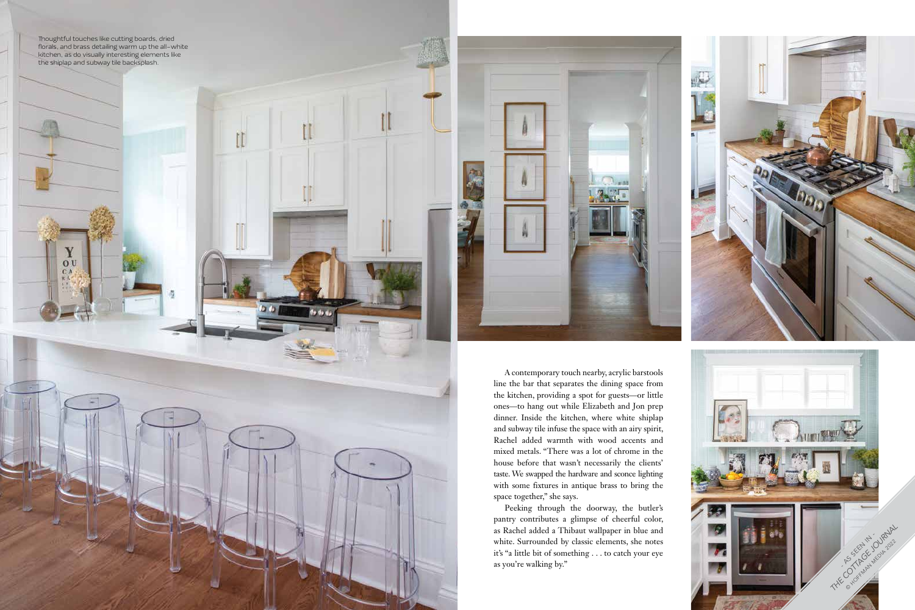Thoughtful touches like cutting boards, dried florals, and brass detailing warm up the all-white kitchen, as do visually interesting elements like the shiplap and subway tile backsplash.

A contemporary touch nearby, acrylic barstools line the bar that separates the dining space from the kitchen, providing a spot for guests—or little ones—to hang out while Elizabeth and Jon prep dinner. Inside the kitchen, where white shiplap and subway tile infuse the space with an airy spirit, Rachel added warmth with wood accents and mixed metals. "There was a lot of chrome in the house before that wasn't necessarily the clients' taste. We swapped the hardware and sconce lighting with some fixtures in antique brass to bring the space together," she says.

Peeking through the doorway, the butler's pantry contributes a glimpse of cheerful color, as Rachel added a Thibaut wallpaper in blue and white. Surrounded by classic elements, she notes it's "a little bit of something . . . to catch your eye as you're walking by."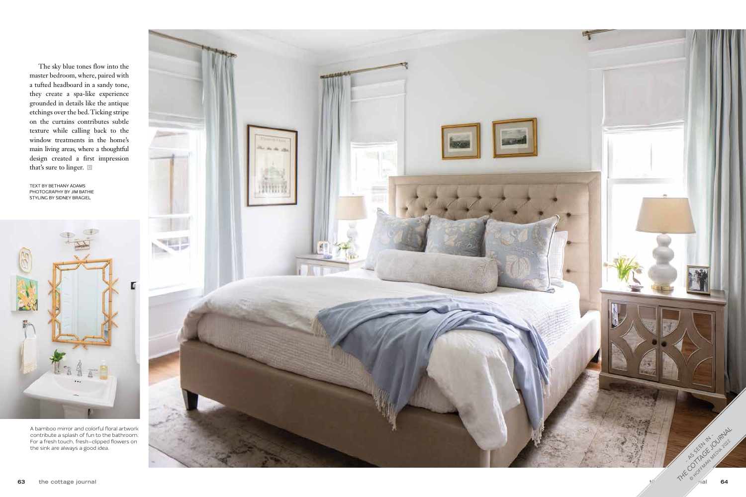The sky blue tones flow into the master bedroom, where, paired with a tufted headboard in a sandy tone, they create a spa-like experience grounded in details like the antique etchings over the bed. Ticking stripe on the curtains contributes subtle texture while calling back to the window treatments in the home's main living areas, where a thoughtful design created a first impression that's sure to linger.

TEXT BY BETHANY ADAMS
PHOTOGRAPHY BY JIM BATHIE
STYLING BY SIDNEY BRAGIEL

A bamboo mirror and colorful floral artwork contribute a splash of fun to the bathroom. For a fresh touch, fresh-clipped flowers on the sink are always a good idea.